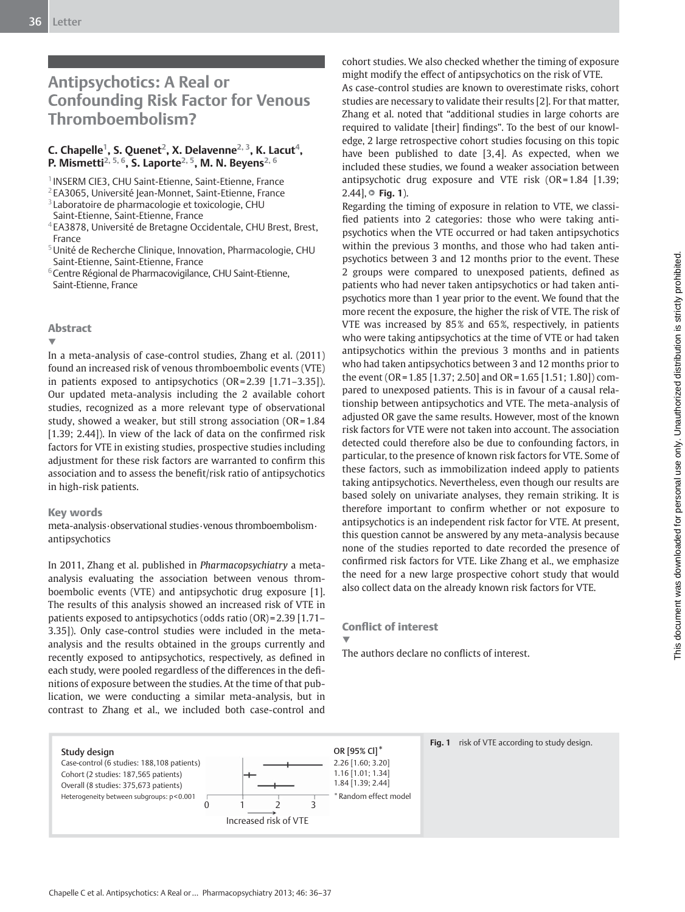# Antipsychotics: A Real or Confounding Risk Factor for Venous Thromboembolism?

**C. Chapelle[1], S. Quenet[2], X. Delavenne[2, 3], K. Lacut[4], P. Mismetti[2, 5, 6], S. Laporte[2, 5], M. N. Beyens[2, 6]**

[1] INSERM CIE3, CHU Saint-Etienne, Saint-Etienne, France
[2] EA3065, Université Jean-Monnet, Saint-Etienne, France
[3] Laboratoire de pharmacologie et toxicologie, CHU Saint-Etienne, Saint-Etienne, France
[4] EA3878, Université de Bretagne Occidentale, CHU Brest, Brest, France
[5] Unité de Recherche Clinique, Innovation, Pharmacologie, CHU Saint-Etienne, Saint-Etienne, France
[6] Centre Régional de Pharmacovigilance, CHU Saint-Etienne, Saint-Etienne, France

## Abstract

In a meta-analysis of case-control studies, Zhang et al. (2011) found an increased risk of venous thromboembolic events (VTE) in patients exposed to antipsychotics (OR = 2.39 [1.71–3.35]). Our updated meta-analysis including the 2 available cohort studies, recognized as a more relevant type of observational study, showed a weaker, but still strong association (OR = 1.84 [1.39; 2.44]). In view of the lack of data on the confirmed risk factors for VTE in existing studies, prospective studies including adjustment for these risk factors are warranted to confirm this association and to assess the benefit/risk ratio of antipsychotics in high-risk patients.

## Key words

meta-analysis · observational studies · venous thromboembolism · antipsychotics

In 2011, Zhang et al. published in *Pharmacopsychiatry* a meta-analysis evaluating the association between venous thromboembolic events (VTE) and antipsychotic drug exposure [1]. The results of this analysis showed an increased risk of VTE in patients exposed to antipsychotics (odds ratio (OR) = 2.39 [1.71–3.35]). Only case-control studies were included in the meta-analysis and the results obtained in the groups currently and recently exposed to antipsychotics, respectively, as defined in each study, were pooled regardless of the differences in the definitions of exposure between the studies. At the time of that publication, we were conducting a similar meta-analysis, but in contrast to Zhang et al., we included both case-control and cohort studies. We also checked whether the timing of exposure might modify the effect of antipsychotics on the risk of VTE.

As case-control studies are known to overestimate risks, cohort studies are necessary to validate their results [2]. For that matter, Zhang et al. noted that "additional studies in large cohorts are required to validate [their] findings". To the best of our knowledge, 2 large retrospective cohort studies focusing on this topic have been published to date [3,4]. As expected, when we included these studies, we found a weaker association between antipsychotic drug exposure and VTE risk (OR = 1.84 [1.39; 2.44], **Fig. 1**).

Regarding the timing of exposure in relation to VTE, we classified patients into 2 categories: those who were taking antipsychotics when the VTE occurred or had taken antipsychotics within the previous 3 months, and those who had taken antipsychotics between 3 and 12 months prior to the event. These 2 groups were compared to unexposed patients, defined as patients who had never taken antipsychotics or had taken antipsychotics more than 1 year prior to the event. We found that the more recent the exposure, the higher the risk of VTE. The risk of VTE was increased by 85% and 65%, respectively, in patients who were taking antipsychotics at the time of VTE or had taken antipsychotics within the previous 3 months and in patients who had taken antipsychotics between 3 and 12 months prior to the event (OR = 1.85 [1.37; 2.50] and OR = 1.65 [1.51; 1.80]) compared to unexposed patients. This is in favour of a causal relationship between antipsychotics and VTE. The meta-analysis of adjusted OR gave the same results. However, most of the known risk factors for VTE were not taken into account. The association detected could therefore also be due to confounding factors, in particular, to the presence of known risk factors for VTE. Some of these factors, such as immobilization indeed apply to patients taking antipsychotics. Nevertheless, even though our results are based solely on univariate analyses, they remain striking. It is therefore important to confirm whether or not exposure to antipsychotics is an independent risk factor for VTE. At present, this question cannot be answered by any meta-analysis because none of the studies reported to date recorded the presence of confirmed risk factors for VTE. Like Zhang et al., we emphasize the need for a new large prospective cohort study that would also collect data on the already known risk factors for VTE.

## Conflict of interest

The authors declare no conflicts of interest.

| Study design | OR [95% CI]* |
|---|---|
| Case-control (6 studies: 188,108 patients) | 2.26 [1.60; 3.20] |
| Cohort (2 studies: 187,565 patients) | 1.16 [1.01; 1.34] |
| Overall (8 studies: 375,673 patients) | 1.84 [1.39; 2.44] |
| Heterogeneity between subgroups: p<0.001 | |

\* Random effect model

Increased risk of VTE

**Fig. 1** risk of VTE according to study design.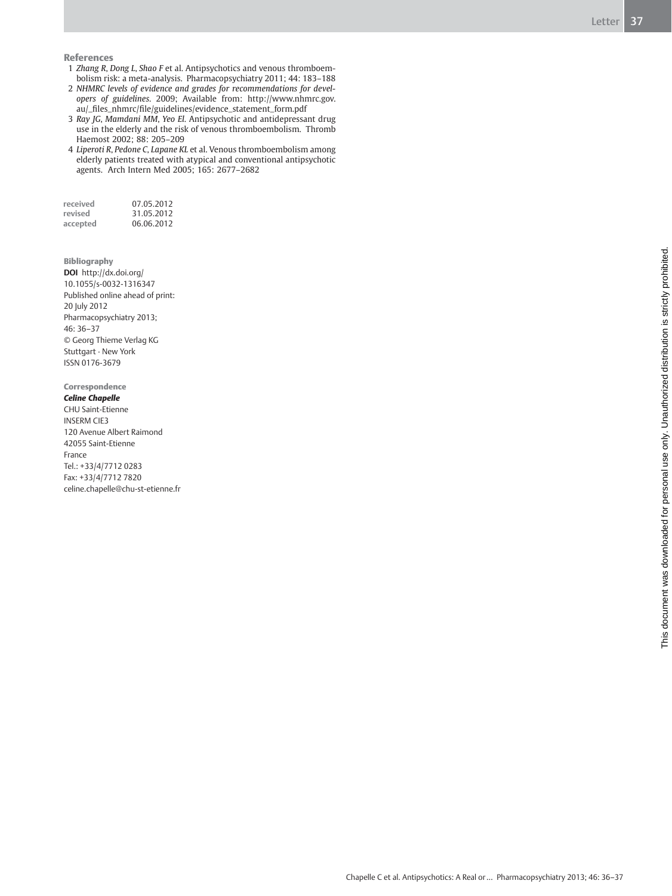## References

1. *Zhang R, Dong L, Shao F* et al. Antipsychotics and venous thromboembolism risk: a meta-analysis. Pharmacopsychiatry 2011; 44: 183–188
2. *NHMRC levels of evidence and grades for recommendations for developers of guidelines*. 2009; Available from: http://www.nhmrc.gov.au/_files_nhmrc/file/guidelines/evidence_statement_form.pdf
3. *Ray JG, Mamdani MM, Yeo El*. Antipsychotic and antidepressant drug use in the elderly and the risk of venous thromboembolism. Thromb Haemost 2002; 88: 205–209
4. *Liperoti R, Pedone C, Lapane KL* et al. Venous thromboembolism among elderly patients treated with atypical and conventional antipsychotic agents. Arch Intern Med 2005; 165: 2677–2682

| | |
|---|---|
| **received** | 07.05.2012 |
| **revised** | 31.05.2012 |
| **accepted** | 06.06.2012 |

**Bibliography**

**DOI** http://dx.doi.org/10.1055/s-0032-1316347
Published online ahead of print: 20 July 2012
Pharmacopsychiatry 2013; 46: 36–37
© Georg Thieme Verlag KG Stuttgart · New York
ISSN 0176-3679

**Correspondence**

***Celine Chapelle***
CHU Saint-Etienne
INSERM CIE3
120 Avenue Albert Raimond
42055 Saint-Etienne
France
Tel.: +33/4/7712 0283
Fax: +33/4/7712 7820
celine.chapelle@chu-st-etienne.fr